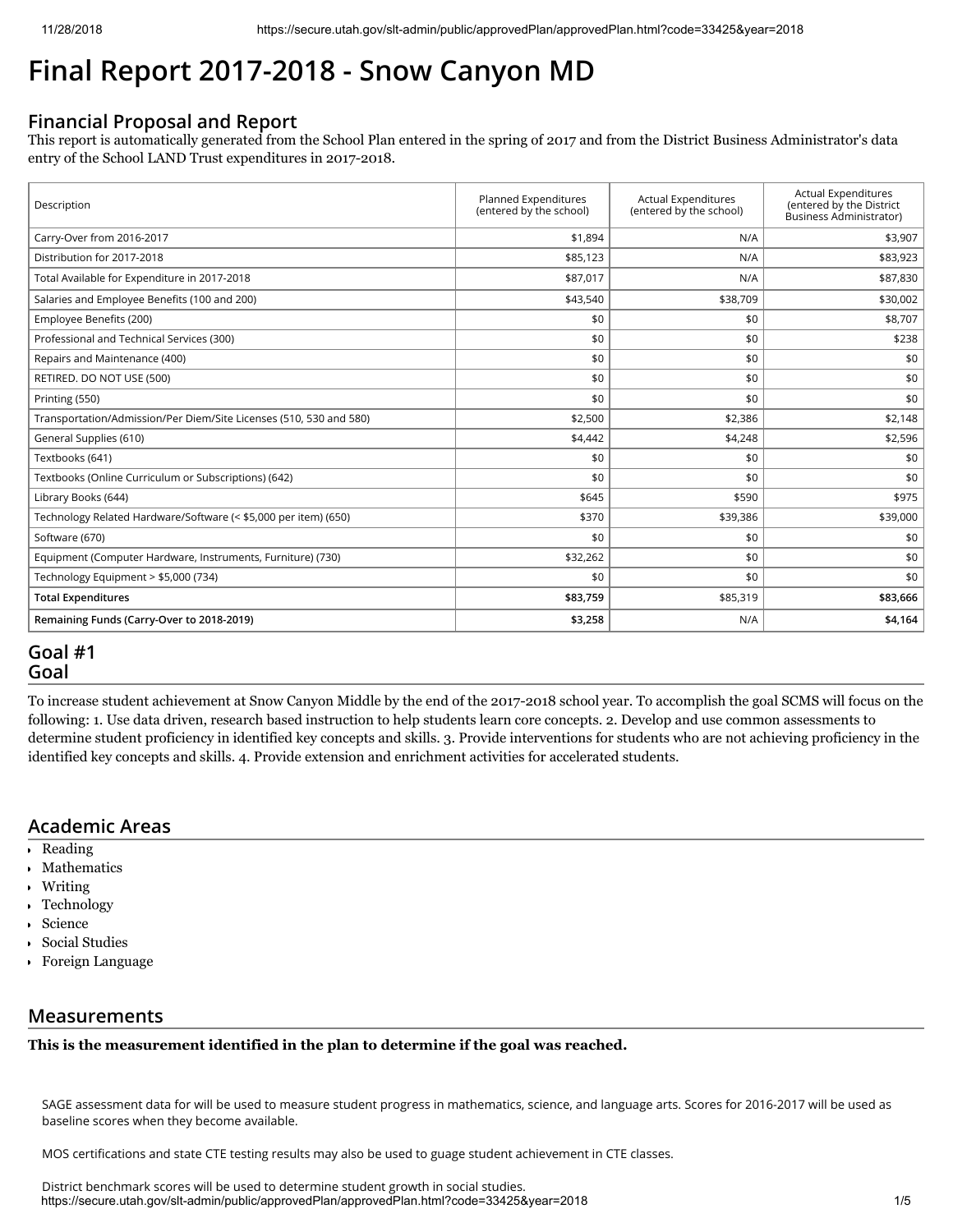# Final Report 2017-2018 - Snow Canyon MD

## Financial Proposal and Report

This report is automatically generated from the School Plan entered in the spring of 2017 and from the District Business Administrator's data entry of the School LAND Trust expenditures in 2017-2018.

| Description | Planned Expenditures (entered by the school) | Actual Expenditures (entered by the school) | Actual Expenditures (entered by the District Business Administrator) |
|---|---|---|---|
| Carry-Over from 2016-2017 | $1,894 | N/A | $3,907 |
| Distribution for 2017-2018 | $85,123 | N/A | $83,923 |
| Total Available for Expenditure in 2017-2018 | $87,017 | N/A | $87,830 |
| Salaries and Employee Benefits (100 and 200) | $43,540 | $38,709 | $30,002 |
| Employee Benefits (200) | $0 | $0 | $8,707 |
| Professional and Technical Services (300) | $0 | $0 | $238 |
| Repairs and Maintenance (400) | $0 | $0 | $0 |
| RETIRED. DO NOT USE (500) | $0 | $0 | $0 |
| Printing (550) | $0 | $0 | $0 |
| Transportation/Admission/Per Diem/Site Licenses (510, 530 and 580) | $2,500 | $2,386 | $2,148 |
| General Supplies (610) | $4,442 | $4,248 | $2,596 |
| Textbooks (641) | $0 | $0 | $0 |
| Textbooks (Online Curriculum or Subscriptions) (642) | $0 | $0 | $0 |
| Library Books (644) | $645 | $590 | $975 |
| Technology Related Hardware/Software (< $5,000 per item) (650) | $370 | $39,386 | $39,000 |
| Software (670) | $0 | $0 | $0 |
| Equipment (Computer Hardware, Instruments, Furniture) (730) | $32,262 | $0 | $0 |
| Technology Equipment > $5,000 (734) | $0 | $0 | $0 |
| **Total Expenditures** | **$83,759** | $85,319 | **$83,666** |
| **Remaining Funds (Carry-Over to 2018-2019)** | **$3,258** | N/A | **$4,164** |

## Goal #1

## Goal

To increase student achievement at Snow Canyon Middle by the end of the 2017-2018 school year. To accomplish the goal SCMS will focus on the following: 1. Use data driven, research based instruction to help students learn core concepts. 2. Develop and use common assessments to determine student proficiency in identified key concepts and skills. 3. Provide interventions for students who are not achieving proficiency in the identified key concepts and skills. 4. Provide extension and enrichment activities for accelerated students.

## Academic Areas

- Reading
- Mathematics
- Writing
- Technology
- Science
- Social Studies
- Foreign Language

## Measurements

**This is the measurement identified in the plan to determine if the goal was reached.**

SAGE assessment data for will be used to measure student progress in mathematics, science, and language arts. Scores for 2016-2017 will be used as baseline scores when they become available.

MOS certifications and state CTE testing results may also be used to guage student achievement in CTE classes.

District benchmark scores will be used to determine student growth in social studies.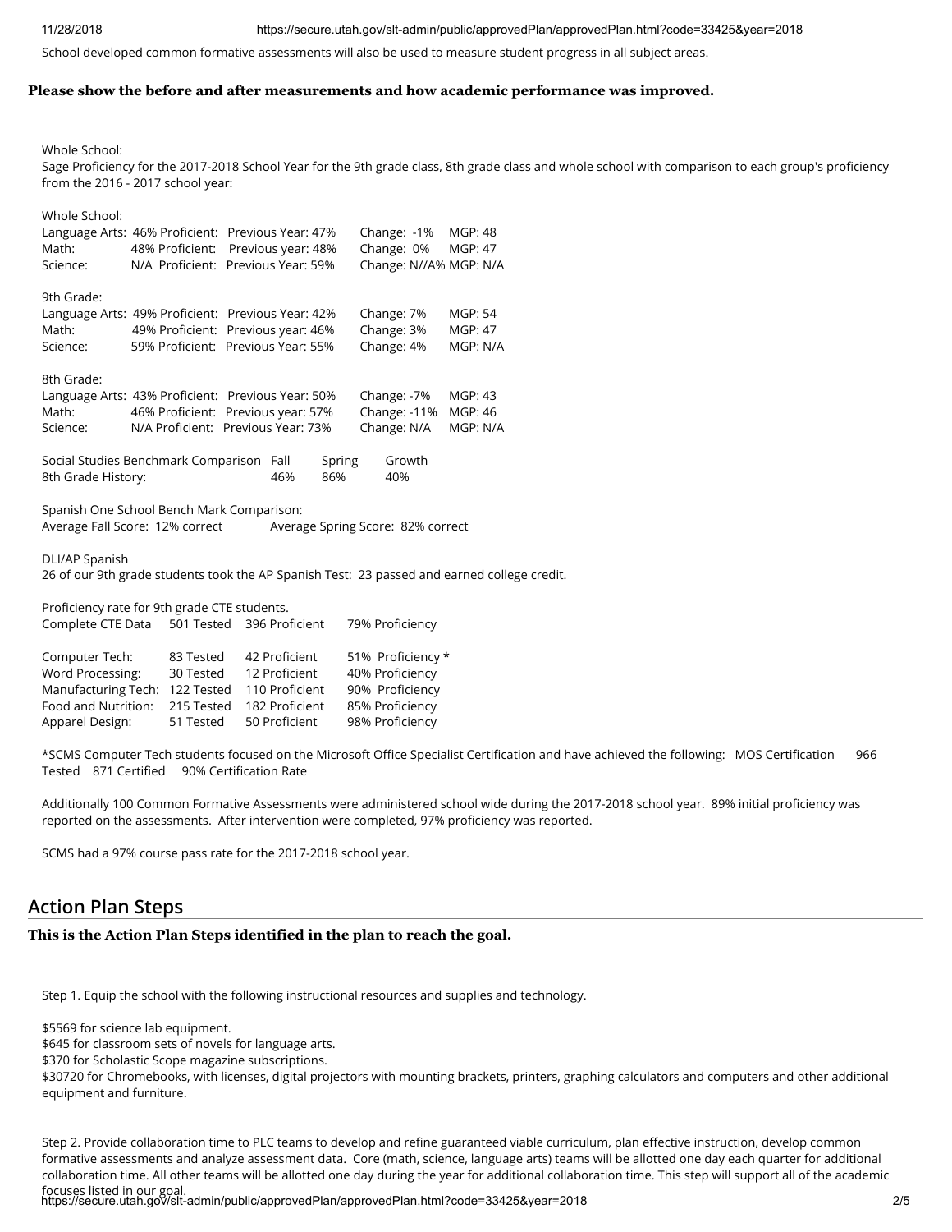School developed common formative assessments will also be used to measure student progress in all subject areas.

**Please show the before and after measurements and how academic performance was improved.**

Whole School:
Sage Proficiency for the 2017-2018 School Year for the 9th grade class, 8th grade class and whole school with comparison to each group's proficiency from the 2016 - 2017 school year:

Whole School:

| Subject | Proficient | Previous Year | Change | MGP |
|---|---|---|---|---|
| Language Arts: | 46% Proficient: | Previous Year: 47% | Change: -1% | MGP: 48 |
| Math: | 48% Proficient: | Previous year: 48% | Change: 0% | MGP: 47 |
| Science: | N/A Proficient: | Previous Year: 59% | Change: N//A% | MGP: N/A |

9th Grade:

| Subject | Proficient | Previous Year | Change | MGP |
|---|---|---|---|---|
| Language Arts: | 49% Proficient: | Previous Year: 42% | Change: 7% | MGP: 54 |
| Math: | 49% Proficient: | Previous year: 46% | Change: 3% | MGP: 47 |
| Science: | 59% Proficient: | Previous Year: 55% | Change: 4% | MGP: N/A |

8th Grade:

| Subject | Proficient | Previous Year | Change | MGP |
|---|---|---|---|---|
| Language Arts: | 43% Proficient: | Previous Year: 50% | Change: -7% | MGP: 43 |
| Math: | 46% Proficient: | Previous year: 57% | Change: -11% | MGP: 46 |
| Science: | N/A Proficient: | Previous Year: 73% | Change: N/A | MGP: N/A |

| Social Studies Benchmark Comparison | Fall | Spring | Growth |
|---|---|---|---|
| 8th Grade History: | 46% | 86% | 40% |

Spanish One School Bench Mark Comparison:
Average Fall Score: 12% correct Average Spring Score: 82% correct

DLI/AP Spanish
26 of our 9th grade students took the AP Spanish Test: 23 passed and earned college credit.

Proficiency rate for 9th grade CTE students.

| | Tested | Proficient | Proficiency |
|---|---|---|---|
| Complete CTE Data | 501 Tested | 396 Proficient | 79% Proficiency |
| Computer Tech: | 83 Tested | 42 Proficient | 51% Proficiency * |
| Word Processing: | 30 Tested | 12 Proficient | 40% Proficiency |
| Manufacturing Tech: | 122 Tested | 110 Proficient | 90% Proficiency |
| Food and Nutrition: | 215 Tested | 182 Proficient | 85% Proficiency |
| Apparel Design: | 51 Tested | 50 Proficient | 98% Proficiency |

*SCMS Computer Tech students focused on the Microsoft Office Specialist Certification and have achieved the following: MOS Certification 966 Tested 871 Certified 90% Certification Rate

Additionally 100 Common Formative Assessments were administered school wide during the 2017-2018 school year. 89% initial proficiency was reported on the assessments. After intervention were completed, 97% proficiency was reported.

SCMS had a 97% course pass rate for the 2017-2018 school year.

## Action Plan Steps

**This is the Action Plan Steps identified in the plan to reach the goal.**

Step 1. Equip the school with the following instructional resources and supplies and technology.

$5569 for science lab equipment.
$645 for classroom sets of novels for language arts.
$370 for Scholastic Scope magazine subscriptions.
$30720 for Chromebooks, with licenses, digital projectors with mounting brackets, printers, graphing calculators and computers and other additional equipment and furniture.

Step 2. Provide collaboration time to PLC teams to develop and refine guaranteed viable curriculum, plan effective instruction, develop common formative assessments and analyze assessment data. Core (math, science, language arts) teams will be allotted one day each quarter for additional collaboration time. All other teams will be allotted one day during the year for additional collaboration time. This step will support all of the academic focuses listed in our goal.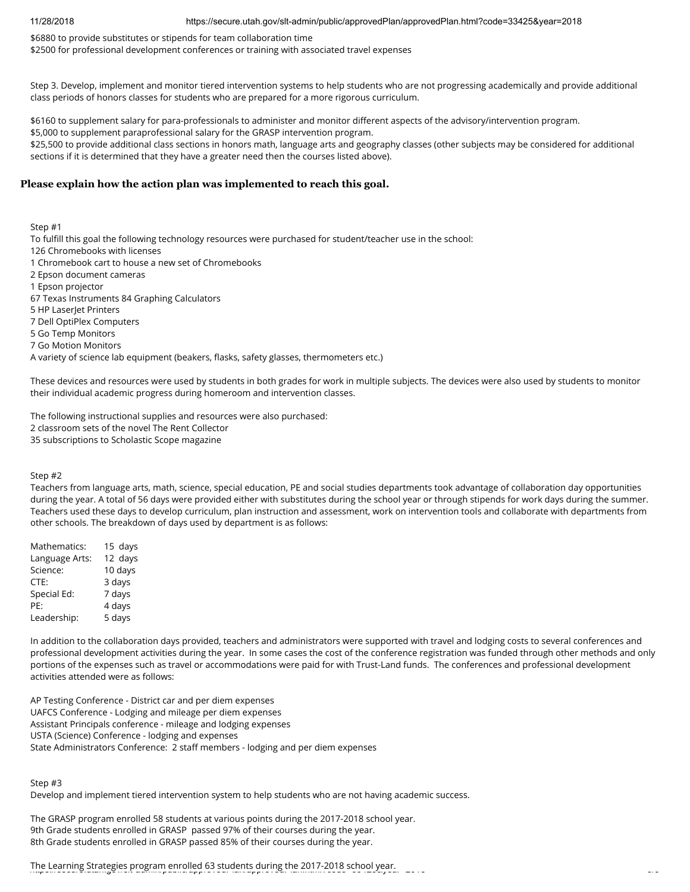$6880 to provide substitutes or stipends for team collaboration time
$2500 for professional development conferences or training with associated travel expenses

Step 3. Develop, implement and monitor tiered intervention systems to help students who are not progressing academically and provide additional class periods of honors classes for students who are prepared for a more rigorous curriculum.

$6160 to supplement salary for para-professionals to administer and monitor different aspects of the advisory/intervention program.
$5,000 to supplement paraprofessional salary for the GRASP intervention program.
$25,500 to provide additional class sections in honors math, language arts and geography classes (other subjects may be considered for additional sections if it is determined that they have a greater need then the courses listed above).

**Please explain how the action plan was implemented to reach this goal.**

Step #1
To fulfill this goal the following technology resources were purchased for student/teacher use in the school:
126 Chromebooks with licenses
1 Chromebook cart to house a new set of Chromebooks
2 Epson document cameras
1 Epson projector
67 Texas Instruments 84 Graphing Calculators
5 HP LaserJet Printers
7 Dell OptiPlex Computers
5 Go Temp Monitors
7 Go Motion Monitors
A variety of science lab equipment (beakers, flasks, safety glasses, thermometers etc.)

These devices and resources were used by students in both grades for work in multiple subjects. The devices were also used by students to monitor their individual academic progress during homeroom and intervention classes.

The following instructional supplies and resources were also purchased:
2 classroom sets of the novel The Rent Collector
35 subscriptions to Scholastic Scope magazine

Step #2
Teachers from language arts, math, science, special education, PE and social studies departments took advantage of collaboration day opportunities during the year. A total of 56 days were provided either with substitutes during the school year or through stipends for work days during the summer. Teachers used these days to develop curriculum, plan instruction and assessment, work on intervention tools and collaborate with departments from other schools. The breakdown of days used by department is as follows:

Mathematics: 15 days
Language Arts: 12 days
Science: 10 days
CTE: 3 days
Special Ed: 7 days
PE: 4 days
Leadership: 5 days

In addition to the collaboration days provided, teachers and administrators were supported with travel and lodging costs to several conferences and professional development activities during the year. In some cases the cost of the conference registration was funded through other methods and only portions of the expenses such as travel or accommodations were paid for with Trust-Land funds. The conferences and professional development activities attended were as follows:

AP Testing Conference - District car and per diem expenses
UAFCS Conference - Lodging and mileage per diem expenses
Assistant Principals conference - mileage and lodging expenses
USTA (Science) Conference - lodging and expenses
State Administrators Conference: 2 staff members - lodging and per diem expenses

Step #3
Develop and implement tiered intervention system to help students who are not having academic success.

The GRASP program enrolled 58 students at various points during the 2017-2018 school year.
9th Grade students enrolled in GRASP passed 97% of their courses during the year.
8th Grade students enrolled in GRASP passed 85% of their courses during the year.

The Learning Strategies program enrolled 63 students during the 2017-2018 school year.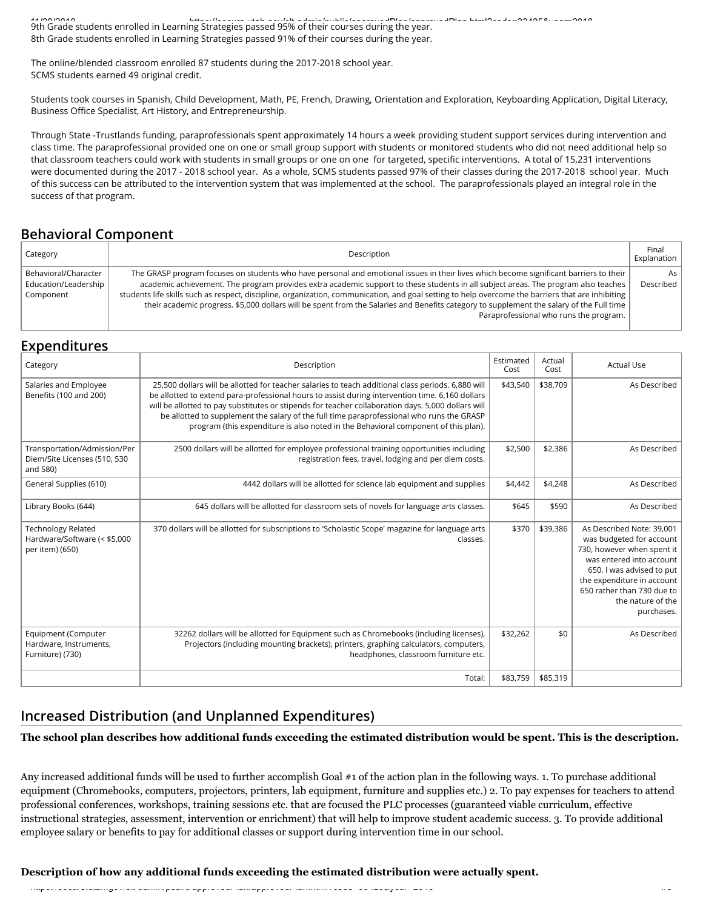9th Grade students enrolled in Learning Strategies passed 95% of their courses during the year.
8th Grade students enrolled in Learning Strategies passed 91% of their courses during the year.

The online/blended classroom enrolled 87 students during the 2017-2018 school year.
SCMS students earned 49 original credit.

Students took courses in Spanish, Child Development, Math, PE, French, Drawing, Orientation and Exploration, Keyboarding Application, Digital Literacy, Business Office Specialist, Art History, and Entrepreneurship.

Through State -Trustlands funding, paraprofessionals spent approximately 14 hours a week providing student support services during intervention and class time. The paraprofessional provided one on one or small group support with students or monitored students who did not need additional help so that classroom teachers could work with students in small groups or one on one for targeted, specific interventions. A total of 15,231 interventions were documented during the 2017 - 2018 school year. As a whole, SCMS students passed 97% of their classes during the 2017-2018 school year. Much of this success can be attributed to the intervention system that was implemented at the school. The paraprofessionals played an integral role in the success of that program.

## Behavioral Component

| Category | Description | Final Explanation |
|---|---|---|
| Behavioral/Character Education/Leadership Component | The GRASP program focuses on students who have personal and emotional issues in their lives which become significant barriers to their academic achievement. The program provides extra academic support to these students in all subject areas. The program also teaches students life skills such as respect, discipline, organization, communication, and goal setting to help overcome the barriers that are inhibiting their academic progress. $5,000 dollars will be spent from the Salaries and Benefits category to supplement the salary of the Full time Paraprofessional who runs the program. | As Described |

## Expenditures

| Category | Description | Estimated Cost | Actual Cost | Actual Use |
|---|---|---|---|---|
| Salaries and Employee Benefits (100 and 200) | 25,500 dollars will be allotted for teacher salaries to teach additional class periods. 6,880 will be allotted to extend para-professional hours to assist during intervention time. 6,160 dollars will be allotted to pay substitutes or stipends for teacher collaboration days. 5,000 dollars will be allotted to supplement the salary of the full time paraprofessional who runs the GRASP program (this expenditure is also noted in the Behavioral component of this plan). | $43,540 | $38,709 | As Described |
| Transportation/Admission/Per Diem/Site Licenses (510, 530 and 580) | 2500 dollars will be allotted for employee professional training opportunities including registration fees, travel, lodging and per diem costs. | $2,500 | $2,386 | As Described |
| General Supplies (610) | 4442 dollars will be allotted for science lab equipment and supplies | $4,442 | $4,248 | As Described |
| Library Books (644) | 645 dollars will be allotted for classroom sets of novels for language arts classes. | $645 | $590 | As Described |
| Technology Related Hardware/Software (< $5,000 per item) (650) | 370 dollars will be allotted for subscriptions to 'Scholastic Scope' magazine for language arts classes. | $370 | $39,386 | As Described Note: 39,001 was budgeted for account 730, however when spent it was entered into account 650. I was advised to put the expenditure in account 650 rather than 730 due to the nature of the purchases. |
| Equipment (Computer Hardware, Instruments, Furniture) (730) | 32262 dollars will be allotted for Equipment such as Chromebooks (including licenses), Projectors (including mounting brackets), printers, graphing calculators, computers, headphones, classroom furniture etc. | $32,262 | $0 | As Described |
| | Total: | $83,759 | $85,319 | |

## Increased Distribution (and Unplanned Expenditures)

**The school plan describes how additional funds exceeding the estimated distribution would be spent. This is the description.**

Any increased additional funds will be used to further accomplish Goal #1 of the action plan in the following ways. 1. To purchase additional equipment (Chromebooks, computers, projectors, printers, lab equipment, furniture and supplies etc.) 2. To pay expenses for teachers to attend professional conferences, workshops, training sessions etc. that are focused the PLC processes (guaranteed viable curriculum, effective instructional strategies, assessment, intervention or enrichment) that will help to improve student academic success. 3. To provide additional employee salary or benefits to pay for additional classes or support during intervention time in our school.

**Description of how any additional funds exceeding the estimated distribution were actually spent.**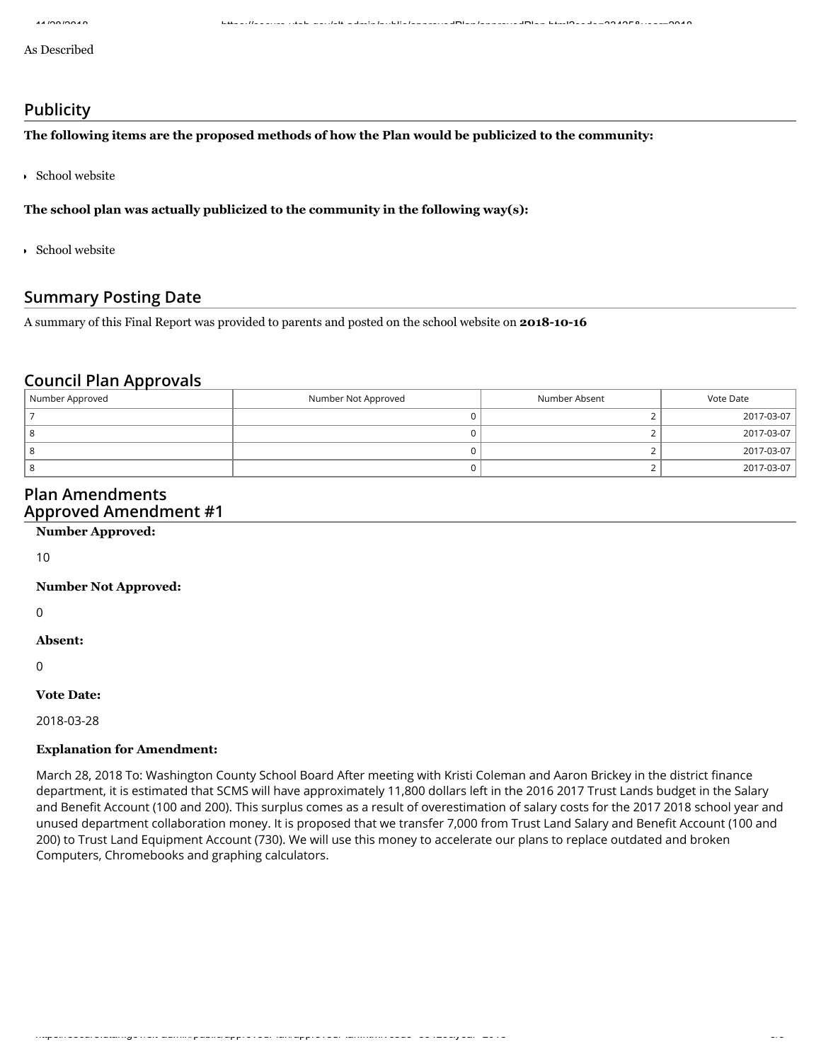As Described

## Publicity

**The following items are the proposed methods of how the Plan would be publicized to the community:**

- School website

**The school plan was actually publicized to the community in the following way(s):**

- School website

## Summary Posting Date

A summary of this Final Report was provided to parents and posted on the school website on **2018-10-16**

## Council Plan Approvals

| Number Approved | Number Not Approved | Number Absent | Vote Date |
|---|---|---|---|
| 7 | 0 | 2 | 2017-03-07 |
| 8 | 0 | 2 | 2017-03-07 |
| 8 | 0 | 2 | 2017-03-07 |
| 8 | 0 | 2 | 2017-03-07 |

## Plan Amendments

## Approved Amendment #1

**Number Approved:**

10

**Number Not Approved:**

0

**Absent:**

0

**Vote Date:**

2018-03-28

**Explanation for Amendment:**

March 28, 2018 To: Washington County School Board After meeting with Kristi Coleman and Aaron Brickey in the district finance department, it is estimated that SCMS will have approximately 11,800 dollars left in the 2016 2017 Trust Lands budget in the Salary and Benefit Account (100 and 200). This surplus comes as a result of overestimation of salary costs for the 2017 2018 school year and unused department collaboration money. It is proposed that we transfer 7,000 from Trust Land Salary and Benefit Account (100 and 200) to Trust Land Equipment Account (730). We will use this money to accelerate our plans to replace outdated and broken Computers, Chromebooks and graphing calculators.